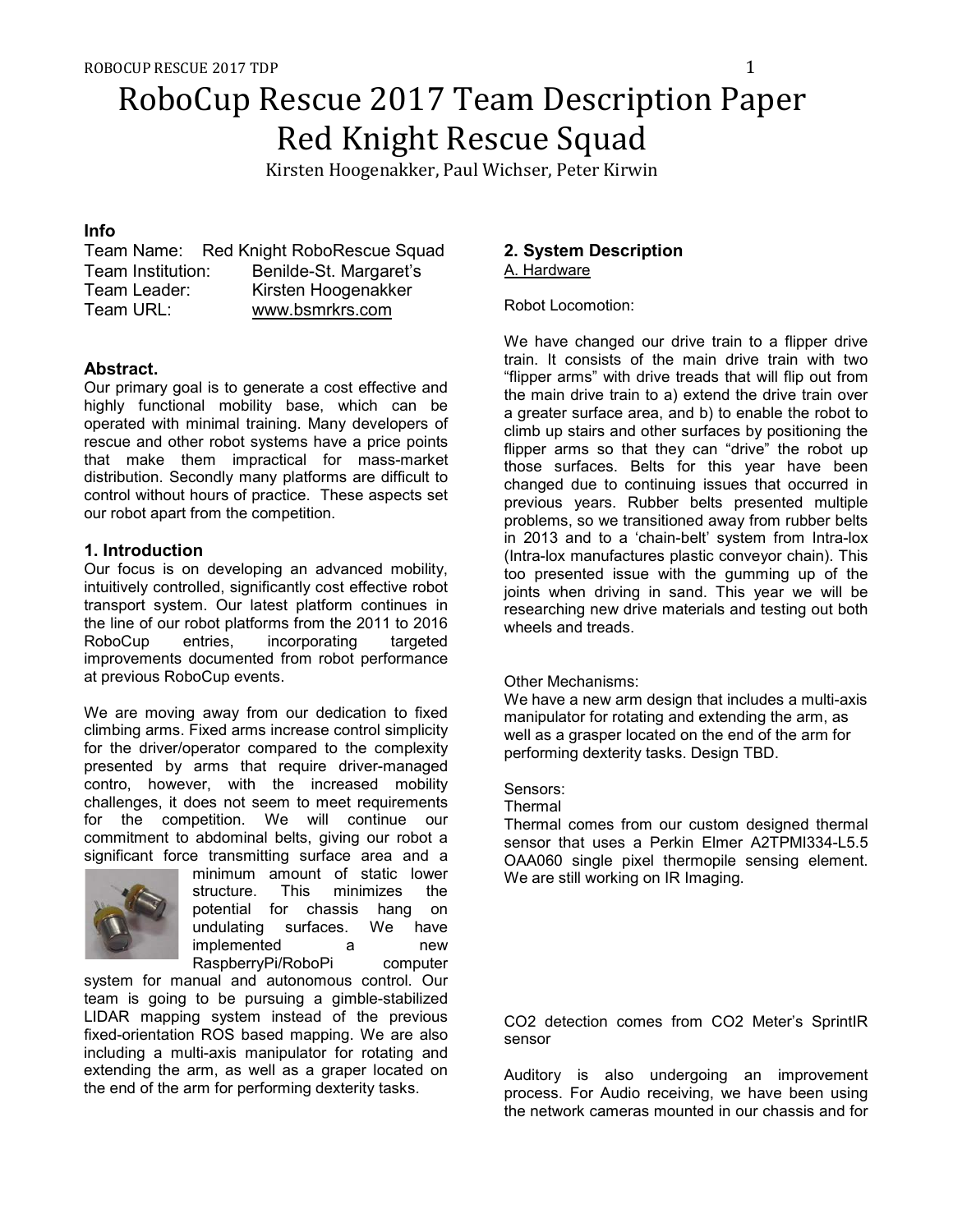# RoboCup Rescue 2017 Team Description Paper
# Red Knight Rescue Squad

Kirsten Hoogenakker, Paul Wichser, Peter Kirwin

### Info

Team Name: Red Knight RoboRescue Squad
Team Institution: Benilde-St. Margaret's
Team Leader: Kirsten Hoogenakker
Team URL: www.bsmrkrs.com

### Abstract.

Our primary goal is to generate a cost effective and highly functional mobility base, which can be operated with minimal training. Many developers of rescue and other robot systems have a price points that make them impractical for mass-market distribution. Secondly many platforms are difficult to control without hours of practice. These aspects set our robot apart from the competition.

## 1. Introduction

Our focus is on developing an advanced mobility, intuitively controlled, significantly cost effective robot transport system. Our latest platform continues in the line of our robot platforms from the 2011 to 2016 RoboCup entries, incorporating targeted improvements documented from robot performance at previous RoboCup events.

We are moving away from our dedication to fixed climbing arms. Fixed arms increase control simplicity for the driver/operator compared to the complexity presented by arms that require driver-managed contro, however, with the increased mobility challenges, it does not seem to meet requirements for the competition. We will continue our commitment to abdominal belts, giving our robot a significant force transmitting surface area and a minimum amount of static lower structure. This minimizes the potential for chassis hang on undulating surfaces. We have implemented a new RaspberryPi/RoboPi computer system for manual and autonomous control. Our team is going to be pursuing a gimble-stabilized LIDAR mapping system instead of the previous fixed-orientation ROS based mapping. We are also including a multi-axis manipulator for rotating and extending the arm, as well as a graper located on the end of the arm for performing dexterity tasks.

## 2. System Description

A. Hardware

Robot Locomotion:

We have changed our drive train to a flipper drive train. It consists of the main drive train with two "flipper arms" with drive treads that will flip out from the main drive train to a) extend the drive train over a greater surface area, and b) to enable the robot to climb up stairs and other surfaces by positioning the flipper arms so that they can "drive" the robot up those surfaces. Belts for this year have been changed due to continuing issues that occurred in previous years. Rubber belts presented multiple problems, so we transitioned away from rubber belts in 2013 and to a 'chain-belt' system from Intra-lox (Intra-lox manufactures plastic conveyor chain). This too presented issue with the gumming up of the joints when driving in sand. This year we will be researching new drive materials and testing out both wheels and treads.

Other Mechanisms:
We have a new arm design that includes a multi-axis manipulator for rotating and extending the arm, as well as a grasper located on the end of the arm for performing dexterity tasks. Design TBD.

Sensors:
Thermal
Thermal comes from our custom designed thermal sensor that uses a Perkin Elmer A2TPMI334-L5.5 OAA060 single pixel thermopile sensing element. We are still working on IR Imaging.

$CO_2$ detection comes from CO2 Meter's SprintIR sensor

Auditory is also undergoing an improvement process. For Audio receiving, we have been using the network cameras mounted in our chassis and for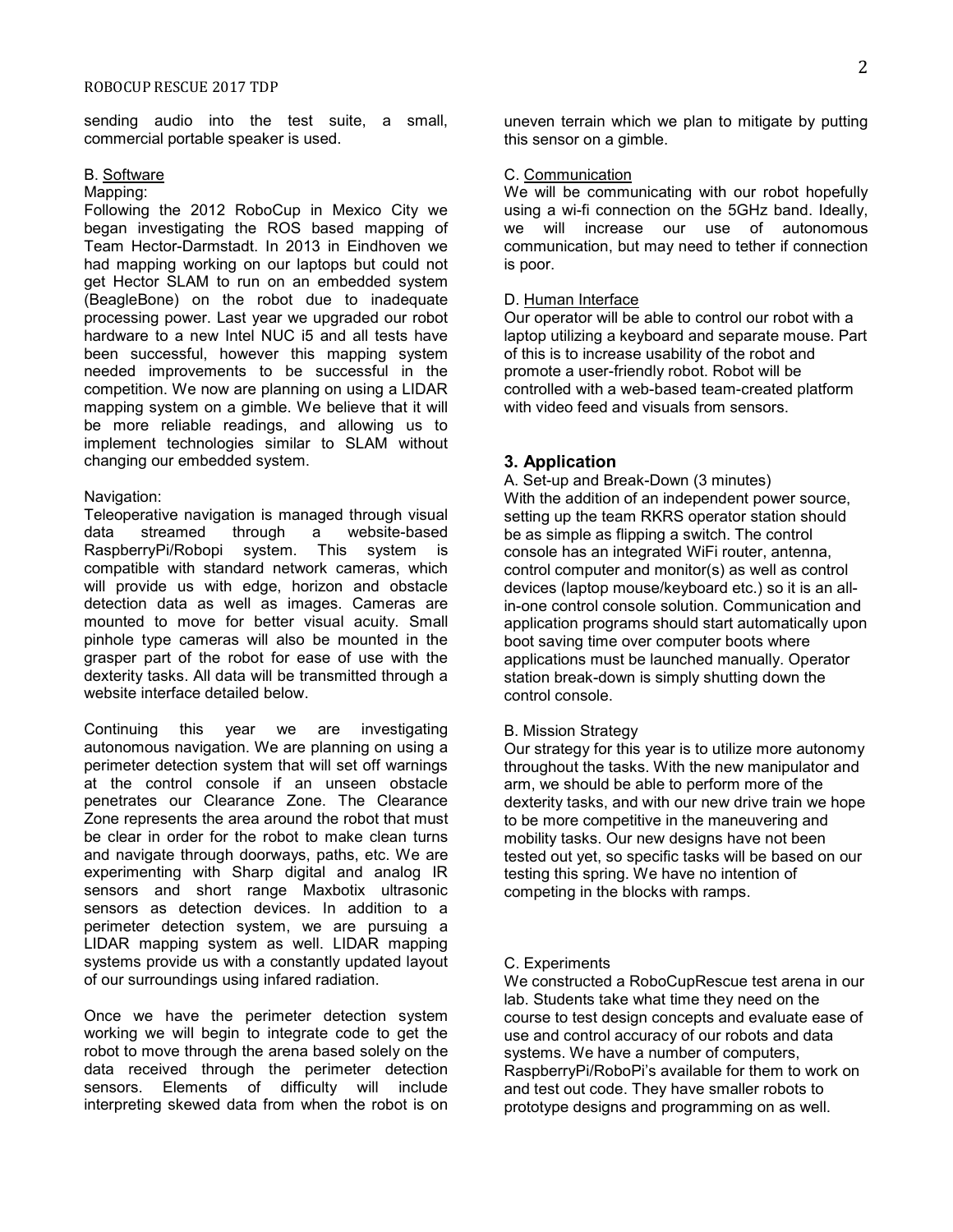sending audio into the test suite, a small, commercial portable speaker is used.

B. Software

Mapping:

Following the 2012 RoboCup in Mexico City we began investigating the ROS based mapping of Team Hector-Darmstadt. In 2013 in Eindhoven we had mapping working on our laptops but could not get Hector SLAM to run on an embedded system (BeagleBone) on the robot due to inadequate processing power. Last year we upgraded our robot hardware to a new Intel NUC i5 and all tests have been successful, however this mapping system needed improvements to be successful in the competition. We now are planning on using a LIDAR mapping system on a gimble. We believe that it will be more reliable readings, and allowing us to implement technologies similar to SLAM without changing our embedded system.

Navigation:

Teleoperative navigation is managed through visual data streamed through a website-based RaspberryPi/Robopi system. This system is compatible with standard network cameras, which will provide us with edge, horizon and obstacle detection data as well as images. Cameras are mounted to move for better visual acuity. Small pinhole type cameras will also be mounted in the grasper part of the robot for ease of use with the dexterity tasks. All data will be transmitted through a website interface detailed below.

Continuing this year we are investigating autonomous navigation. We are planning on using a perimeter detection system that will set off warnings at the control console if an unseen obstacle penetrates our Clearance Zone. The Clearance Zone represents the area around the robot that must be clear in order for the robot to make clean turns and navigate through doorways, paths, etc. We are experimenting with Sharp digital and analog IR sensors and short range Maxbotix ultrasonic sensors as detection devices. In addition to a perimeter detection system, we are pursuing a LIDAR mapping system as well. LIDAR mapping systems provide us with a constantly updated layout of our surroundings using infared radiation.

Once we have the perimeter detection system working we will begin to integrate code to get the robot to move through the arena based solely on the data received through the perimeter detection sensors. Elements of difficulty will include interpreting skewed data from when the robot is on uneven terrain which we plan to mitigate by putting this sensor on a gimble.

C. Communication

We will be communicating with our robot hopefully using a wi-fi connection on the 5GHz band. Ideally, we will increase our use of autonomous communication, but may need to tether if connection is poor.

D. Human Interface

Our operator will be able to control our robot with a laptop utilizing a keyboard and separate mouse. Part of this is to increase usability of the robot and promote a user-friendly robot. Robot will be controlled with a web-based team-created platform with video feed and visuals from sensors.

## 3. Application

A. Set-up and Break-Down (3 minutes)

With the addition of an independent power source, setting up the team RKRS operator station should be as simple as flipping a switch. The control console has an integrated WiFi router, antenna, control computer and monitor(s) as well as control devices (laptop mouse/keyboard etc.) so it is an all-in-one control console solution. Communication and application programs should start automatically upon boot saving time over computer boots where applications must be launched manually. Operator station break-down is simply shutting down the control console.

B. Mission Strategy

Our strategy for this year is to utilize more autonomy throughout the tasks. With the new manipulator and arm, we should be able to perform more of the dexterity tasks, and with our new drive train we hope to be more competitive in the maneuvering and mobility tasks. Our new designs have not been tested out yet, so specific tasks will be based on our testing this spring. We have no intention of competing in the blocks with ramps.

C. Experiments

We constructed a RoboCupRescue test arena in our lab. Students take what time they need on the course to test design concepts and evaluate ease of use and control accuracy of our robots and data systems. We have a number of computers, RaspberryPi/RoboPi's available for them to work on and test out code. They have smaller robots to prototype designs and programming on as well.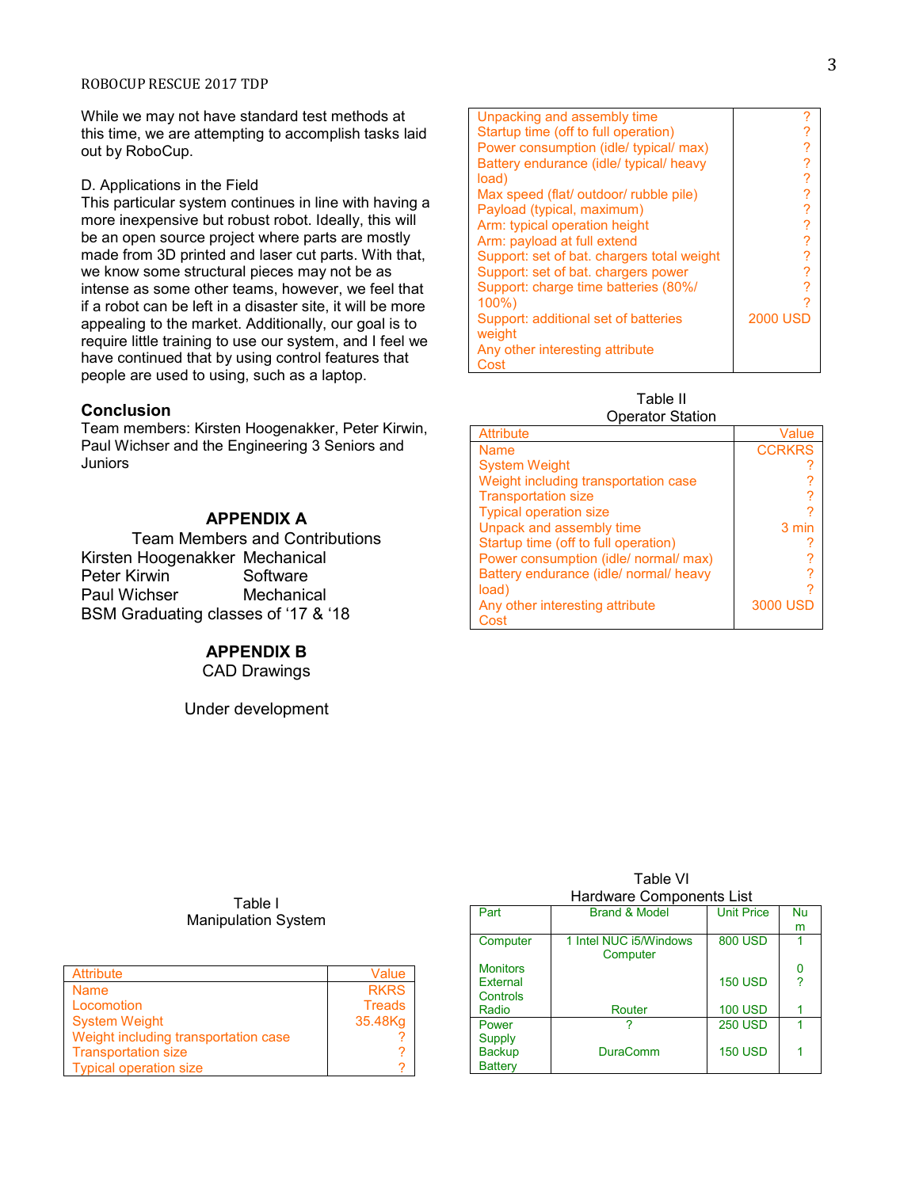While we may not have standard test methods at this time, we are attempting to accomplish tasks laid out by RoboCup.

D. Applications in the Field

This particular system continues in line with having a more inexpensive but robust robot. Ideally, this will be an open source project where parts are mostly made from 3D printed and laser cut parts. With that, we know some structural pieces may not be as intense as some other teams, however, we feel that if a robot can be left in a disaster site, it will be more appealing to the market. Additionally, our goal is to require little training to use our system, and I feel we have continued that by using control features that people are used to using, such as a laptop.

## Conclusion

Team members: Kirsten Hoogenakker, Peter Kirwin, Paul Wichser and the Engineering 3 Seniors and Juniors

## APPENDIX A

Team Members and Contributions

| | |
|---|---|
| Kirsten Hoogenakker | Mechanical |
| Peter Kirwin | Software |
| Paul Wichser | Mechanical |
| BSM Graduating classes of '17 & '18 | |

## APPENDIX B

CAD Drawings

Under development

Table I
Manipulation System

| Attribute | Value |
|---|---|
| Name | RKRS |
| Locomotion | Treads |
| System Weight | 35.48Kg |
| Weight including transportation case | ? |
| Transportation size | ? |
| Typical operation size | ? |
| Unpacking and assembly time | ? |
| Startup time (off to full operation) | ? |
| Power consumption (idle/ typical/ max) | ? |
| Battery endurance (idle/ typical/ heavy load) | ? |
| Max speed (flat/ outdoor/ rubble pile) | ? |
| Payload (typical, maximum) | ? |
| Arm: typical operation height | ? |
| Arm: payload at full extend | ? |
| Support: set of bat. chargers total weight | ? |
| Support: set of bat. chargers power | ? |
| Support: charge time batteries (80%/ 100%) | ? |
| Support: additional set of batteries weight | ? |
| Any other interesting attribute | |
| Cost | 2000 USD |

Table II
Operator Station

| Attribute | Value |
|---|---|
| Name | CCRKRS |
| System Weight | ? |
| Weight including transportation case | ? |
| Transportation size | ? |
| Typical operation size | ? |
| Unpack and assembly time | 3 min |
| Startup time (off to full operation) | ? |
| Power consumption (idle/ normal/ max) | ? |
| Battery endurance (idle/ normal/ heavy load) | ? |
| Any other interesting attribute | |
| Cost | 3000 USD |

Table VI
Hardware Components List

| Part | Brand & Model | Unit Price | Num |
|---|---|---|---|
| Computer | 1 Intel NUC i5/Windows Computer | 800 USD | 1 |
| Monitors | | | 0 |
| External Controls | | 150 USD | ? |
| Radio | Router | 100 USD | 1 |
| Power Supply | ? | 250 USD | 1 |
| Backup Battery | DuraComm | 150 USD | 1 |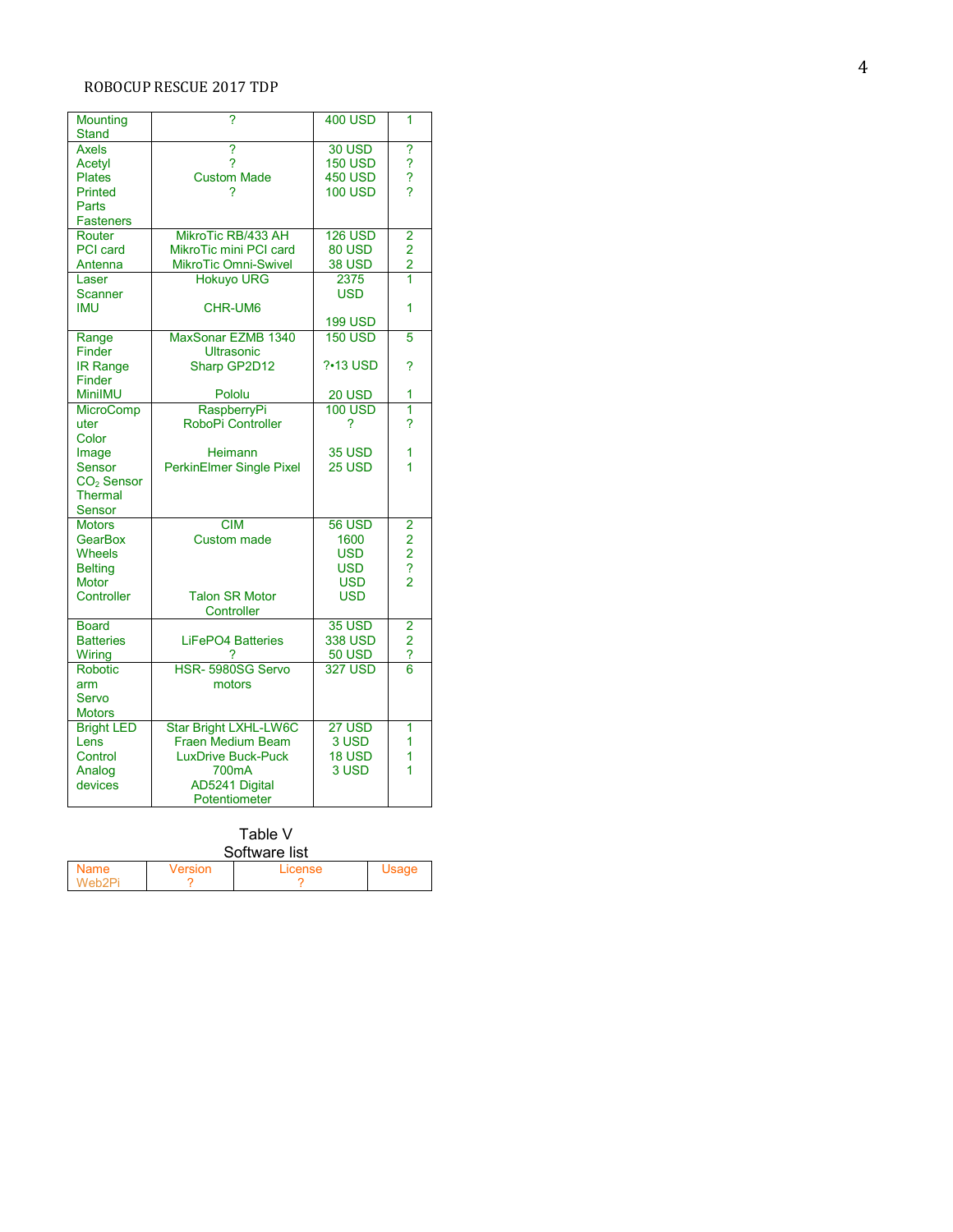| | | | |
|---|---|---|---|
| Mounting Stand | ? | 400 USD | 1 |
| Axels<br>Acetyl<br>Plates<br>Printed Parts<br>Fasteners | ?<br>?<br>Custom Made<br>? | 30 USD<br>150 USD<br>450 USD<br>100 USD | ?<br>?<br>?<br>? |
| Router<br>PCI card<br>Antenna | MikroTic RB/433 AH<br>MikroTic mini PCI card<br>MikroTic Omni-Swivel | 126 USD<br>80 USD<br>38 USD | 2<br>2<br>2 |
| Laser Scanner<br>IMU | Hokuyo URG<br>CHR-UM6 | 2375 USD<br>199 USD | 1<br>1 |
| Range Finder<br>IR Range Finder<br>MiniIMU | MaxSonar EZMB 1340 Ultrasonic<br>Sharp GP2D12<br>Pololu | 150 USD<br>?•13 USD<br>20 USD | 5<br>?<br>1 |
| MicroComputer<br>Color Image Sensor<br>$CO_2$ Sensor<br>Thermal Sensor | RaspberryPi<br>RoboPi Controller<br>Heimann<br>PerkinElmer Single Pixel | 100 USD<br>?<br>35 USD<br>25 USD | 1<br>?<br>1<br>1 |
| Motors<br>GearBox<br>Wheels<br>Belting<br>Motor Controller | CIM<br>Custom made<br><br><br>Talon SR Motor Controller | 56 USD<br>1600 USD<br>USD<br>USD<br>USD | 2<br>2<br>2<br>?<br>2 |
| Board<br>Batteries<br>Wiring | <br>LiFePO4 Batteries<br>? | 35 USD<br>338 USD<br>50 USD | 2<br>2<br>? |
| Robotic arm Servo Motors | HSR- 5980SG Servo motors | 327 USD | 6 |
| Bright LED<br>Lens<br>Control<br>Analog devices | Star Bright LXHL-LW6C<br>Fraen Medium Beam<br>LuxDrive Buck-Puck 700mA<br>AD5241 Digital Potentiometer | 27 USD<br>3 USD<br>18 USD<br>3 USD | 1<br>1<br>1<br>1 |

Table V
Software list

| Name | Version | License | Usage |
|---|---|---|---|
| Web2Pi | ? | ? | |